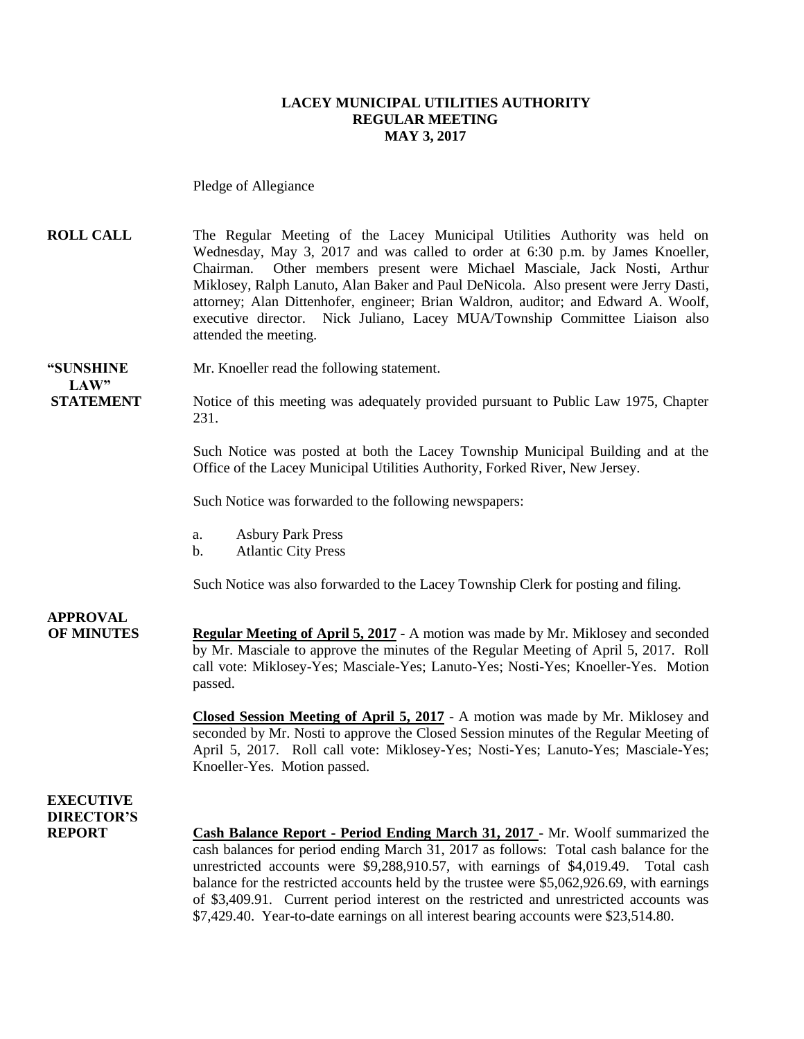**LACEY MUNICIPAL UTILITIES AUTHORITY**
**REGULAR MEETING**
**MAY 3, 2017**

Pledge of Allegiance

**ROLL CALL** The Regular Meeting of the Lacey Municipal Utilities Authority was held on Wednesday, May 3, 2017 and was called to order at 6:30 p.m. by James Knoeller, Chairman. Other members present were Michael Masciale, Jack Nosti, Arthur Miklosey, Ralph Lanuto, Alan Baker and Paul DeNicola. Also present were Jerry Dasti, attorney; Alan Dittenhofer, engineer; Brian Waldron, auditor; and Edward A. Woolf, executive director. Nick Juliano, Lacey MUA/Township Committee Liaison also attended the meeting.

**"SUNSHINE LAW" STATEMENT** Mr. Knoeller read the following statement.

Notice of this meeting was adequately provided pursuant to Public Law 1975, Chapter 231.

Such Notice was posted at both the Lacey Township Municipal Building and at the Office of the Lacey Municipal Utilities Authority, Forked River, New Jersey.

Such Notice was forwarded to the following newspapers:

a. Asbury Park Press
b. Atlantic City Press

Such Notice was also forwarded to the Lacey Township Clerk for posting and filing.

**APPROVAL OF MINUTES** **Regular Meeting of April 5, 2017** - A motion was made by Mr. Miklosey and seconded by Mr. Masciale to approve the minutes of the Regular Meeting of April 5, 2017. Roll call vote: Miklosey-Yes; Masciale-Yes; Lanuto-Yes; Nosti-Yes; Knoeller-Yes. Motion passed.

**Closed Session Meeting of April 5, 2017** - A motion was made by Mr. Miklosey and seconded by Mr. Nosti to approve the Closed Session minutes of the Regular Meeting of April 5, 2017. Roll call vote: Miklosey-Yes; Nosti-Yes; Lanuto-Yes; Masciale-Yes; Knoeller-Yes. Motion passed.

**EXECUTIVE DIRECTOR'S REPORT** **Cash Balance Report - Period Ending March 31, 2017** - Mr. Woolf summarized the cash balances for period ending March 31, 2017 as follows: Total cash balance for the unrestricted accounts were $9,288,910.57, with earnings of $4,019.49. Total cash balance for the restricted accounts held by the trustee were $5,062,926.69, with earnings of $3,409.91. Current period interest on the restricted and unrestricted accounts was $7,429.40. Year-to-date earnings on all interest bearing accounts were $23,514.80.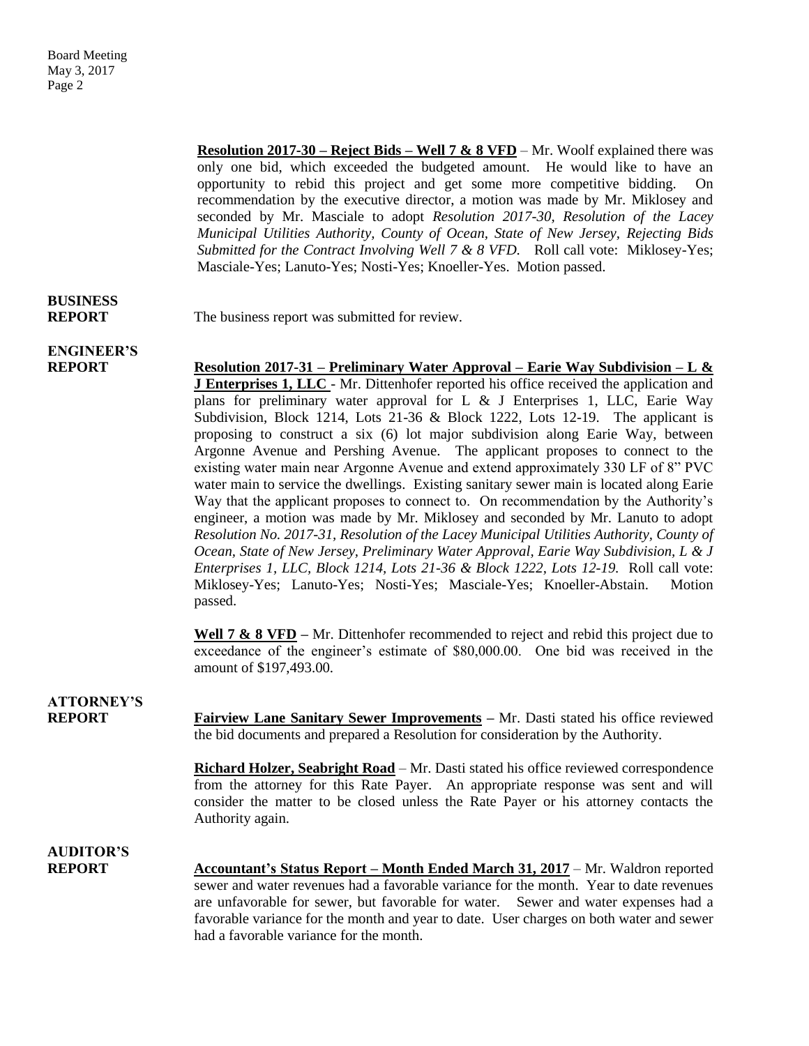**Resolution 2017-30 – Reject Bids – Well 7 & 8 VFD** – Mr. Woolf explained there was only one bid, which exceeded the budgeted amount. He would like to have an opportunity to rebid this project and get some more competitive bidding. On recommendation by the executive director, a motion was made by Mr. Miklosey and seconded by Mr. Masciale to adopt *Resolution 2017-30, Resolution of the Lacey Municipal Utilities Authority, County of Ocean, State of New Jersey, Rejecting Bids Submitted for the Contract Involving Well 7 & 8 VFD.* Roll call vote: Miklosey-Yes; Masciale-Yes; Lanuto-Yes; Nosti-Yes; Knoeller-Yes. Motion passed.

**BUSINESS REPORT**

The business report was submitted for review.

**ENGINEER'S REPORT**

**Resolution 2017-31 – Preliminary Water Approval – Earie Way Subdivision – L & J Enterprises 1, LLC** - Mr. Dittenhofer reported his office received the application and plans for preliminary water approval for L & J Enterprises 1, LLC, Earie Way Subdivision, Block 1214, Lots 21-36 & Block 1222, Lots 12-19. The applicant is proposing to construct a six (6) lot major subdivision along Earie Way, between Argonne Avenue and Pershing Avenue. The applicant proposes to connect to the existing water main near Argonne Avenue and extend approximately 330 LF of 8" PVC water main to service the dwellings. Existing sanitary sewer main is located along Earie Way that the applicant proposes to connect to. On recommendation by the Authority's engineer, a motion was made by Mr. Miklosey and seconded by Mr. Lanuto to adopt *Resolution No. 2017-31, Resolution of the Lacey Municipal Utilities Authority, County of Ocean, State of New Jersey, Preliminary Water Approval, Earie Way Subdivision, L & J Enterprises 1, LLC, Block 1214, Lots 21-36 & Block 1222, Lots 12-19.* Roll call vote: Miklosey-Yes; Lanuto-Yes; Nosti-Yes; Masciale-Yes; Knoeller-Abstain. Motion passed.

**Well 7 & 8 VFD –** Mr. Dittenhofer recommended to reject and rebid this project due to exceedance of the engineer's estimate of $80,000.00. One bid was received in the amount of $197,493.00.

**ATTORNEY'S REPORT**

**Fairview Lane Sanitary Sewer Improvements –** Mr. Dasti stated his office reviewed the bid documents and prepared a Resolution for consideration by the Authority.

**Richard Holzer, Seabright Road** – Mr. Dasti stated his office reviewed correspondence from the attorney for this Rate Payer. An appropriate response was sent and will consider the matter to be closed unless the Rate Payer or his attorney contacts the Authority again.

**AUDITOR'S REPORT**

**Accountant's Status Report – Month Ended March 31, 2017** – Mr. Waldron reported sewer and water revenues had a favorable variance for the month. Year to date revenues are unfavorable for sewer, but favorable for water. Sewer and water expenses had a favorable variance for the month and year to date. User charges on both water and sewer had a favorable variance for the month.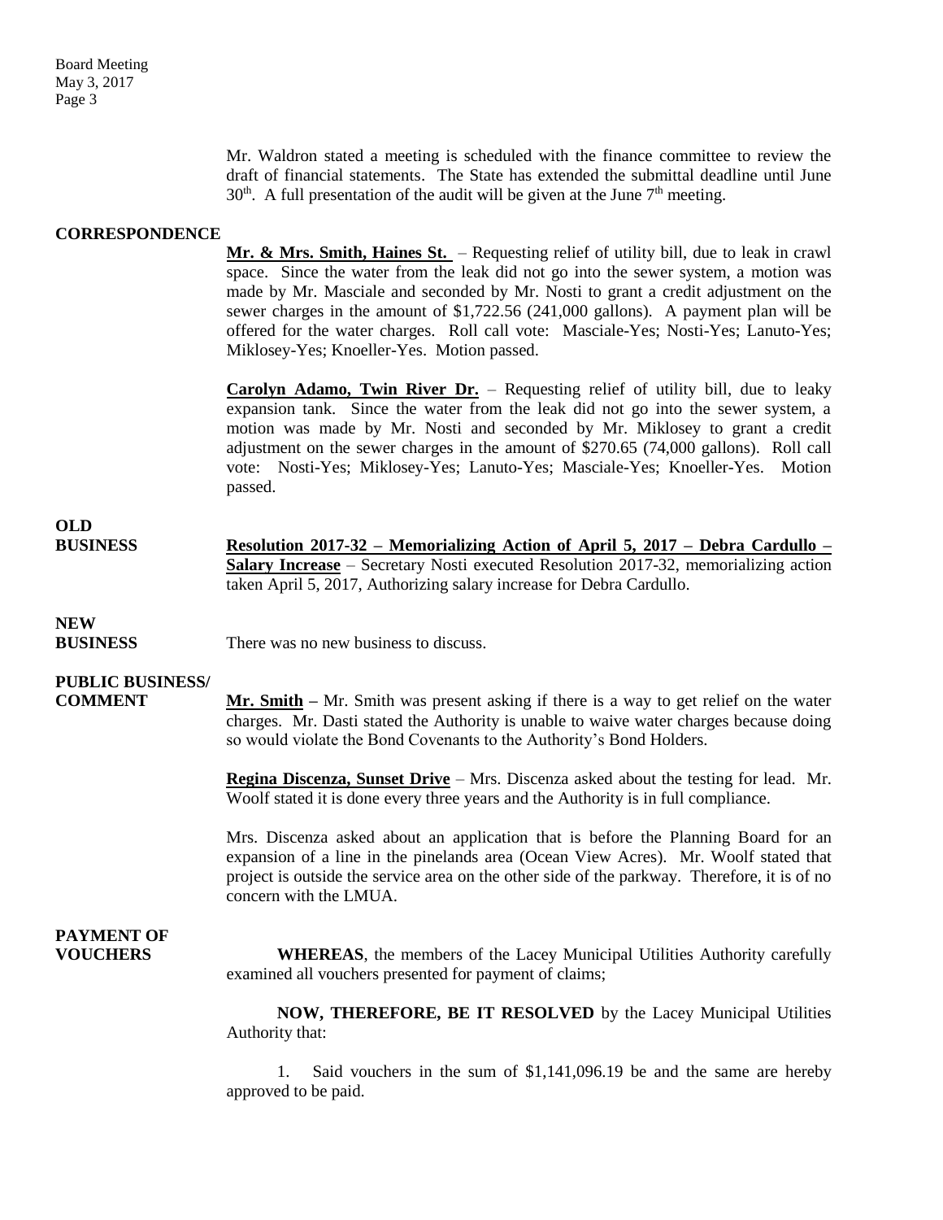Mr. Waldron stated a meeting is scheduled with the finance committee to review the draft of financial statements. The State has extended the submittal deadline until June 30th. A full presentation of the audit will be given at the June 7th meeting.

**CORRESPONDENCE**

**Mr. & Mrs. Smith, Haines St.** – Requesting relief of utility bill, due to leak in crawl space. Since the water from the leak did not go into the sewer system, a motion was made by Mr. Masciale and seconded by Mr. Nosti to grant a credit adjustment on the sewer charges in the amount of $1,722.56 (241,000 gallons). A payment plan will be offered for the water charges. Roll call vote: Masciale-Yes; Nosti-Yes; Lanuto-Yes; Miklosey-Yes; Knoeller-Yes. Motion passed.

**Carolyn Adamo, Twin River Dr.** – Requesting relief of utility bill, due to leaky expansion tank. Since the water from the leak did not go into the sewer system, a motion was made by Mr. Nosti and seconded by Mr. Miklosey to grant a credit adjustment on the sewer charges in the amount of $270.65 (74,000 gallons). Roll call vote: Nosti-Yes; Miklosey-Yes; Lanuto-Yes; Masciale-Yes; Knoeller-Yes. Motion passed.

**OLD BUSINESS**

**Resolution 2017-32 – Memorializing Action of April 5, 2017 – Debra Cardullo – Salary Increase** – Secretary Nosti executed Resolution 2017-32, memorializing action taken April 5, 2017, Authorizing salary increase for Debra Cardullo.

**NEW BUSINESS**

There was no new business to discuss.

**PUBLIC BUSINESS/ COMMENT**

**Mr. Smith** – Mr. Smith was present asking if there is a way to get relief on the water charges. Mr. Dasti stated the Authority is unable to waive water charges because doing so would violate the Bond Covenants to the Authority's Bond Holders.

**Regina Discenza, Sunset Drive** – Mrs. Discenza asked about the testing for lead. Mr. Woolf stated it is done every three years and the Authority is in full compliance.

Mrs. Discenza asked about an application that is before the Planning Board for an expansion of a line in the pinelands area (Ocean View Acres). Mr. Woolf stated that project is outside the service area on the other side of the parkway. Therefore, it is of no concern with the LMUA.

**PAYMENT OF VOUCHERS**

**WHEREAS**, the members of the Lacey Municipal Utilities Authority carefully examined all vouchers presented for payment of claims;

**NOW, THEREFORE, BE IT RESOLVED** by the Lacey Municipal Utilities Authority that:

1. Said vouchers in the sum of $1,141,096.19 be and the same are hereby approved to be paid.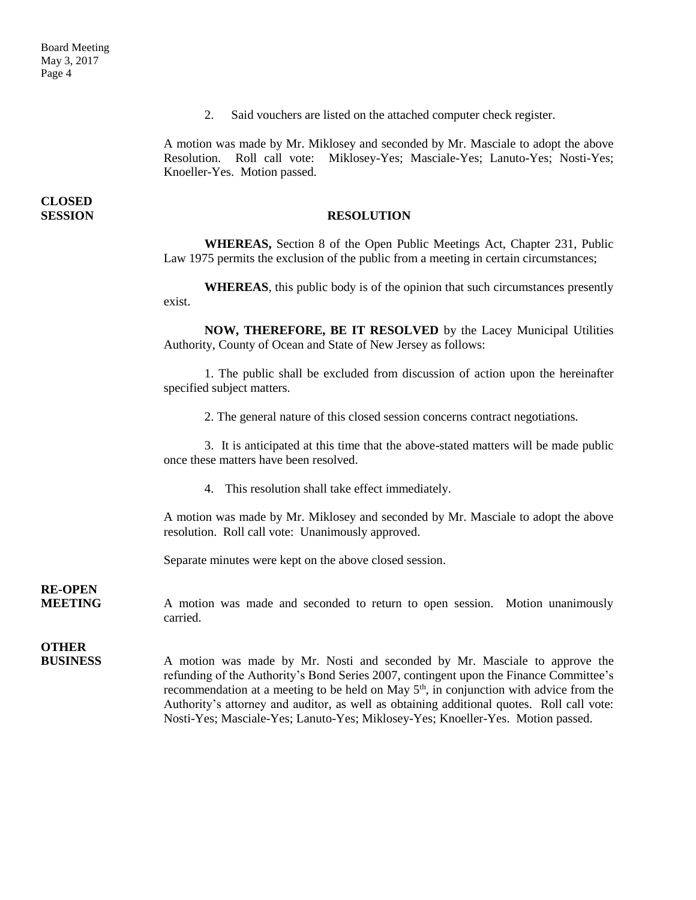2. Said vouchers are listed on the attached computer check register.

A motion was made by Mr. Miklosey and seconded by Mr. Masciale to adopt the above Resolution. Roll call vote: Miklosey-Yes; Masciale-Yes; Lanuto-Yes; Nosti-Yes; Knoeller-Yes. Motion passed.

**CLOSED SESSION**

**RESOLUTION**

**WHEREAS,** Section 8 of the Open Public Meetings Act, Chapter 231, Public Law 1975 permits the exclusion of the public from a meeting in certain circumstances;

**WHEREAS**, this public body is of the opinion that such circumstances presently exist.

**NOW, THEREFORE, BE IT RESOLVED** by the Lacey Municipal Utilities Authority, County of Ocean and State of New Jersey as follows:

1. The public shall be excluded from discussion of action upon the hereinafter specified subject matters.

2. The general nature of this closed session concerns contract negotiations.

3. It is anticipated at this time that the above-stated matters will be made public once these matters have been resolved.

4. This resolution shall take effect immediately.

A motion was made by Mr. Miklosey and seconded by Mr. Masciale to adopt the above resolution. Roll call vote: Unanimously approved.

Separate minutes were kept on the above closed session.

**RE-OPEN MEETING**

A motion was made and seconded to return to open session. Motion unanimously carried.

**OTHER BUSINESS**

A motion was made by Mr. Nosti and seconded by Mr. Masciale to approve the refunding of the Authority's Bond Series 2007, contingent upon the Finance Committee's recommendation at a meeting to be held on May 5th, in conjunction with advice from the Authority's attorney and auditor, as well as obtaining additional quotes. Roll call vote: Nosti-Yes; Masciale-Yes; Lanuto-Yes; Miklosey-Yes; Knoeller-Yes. Motion passed.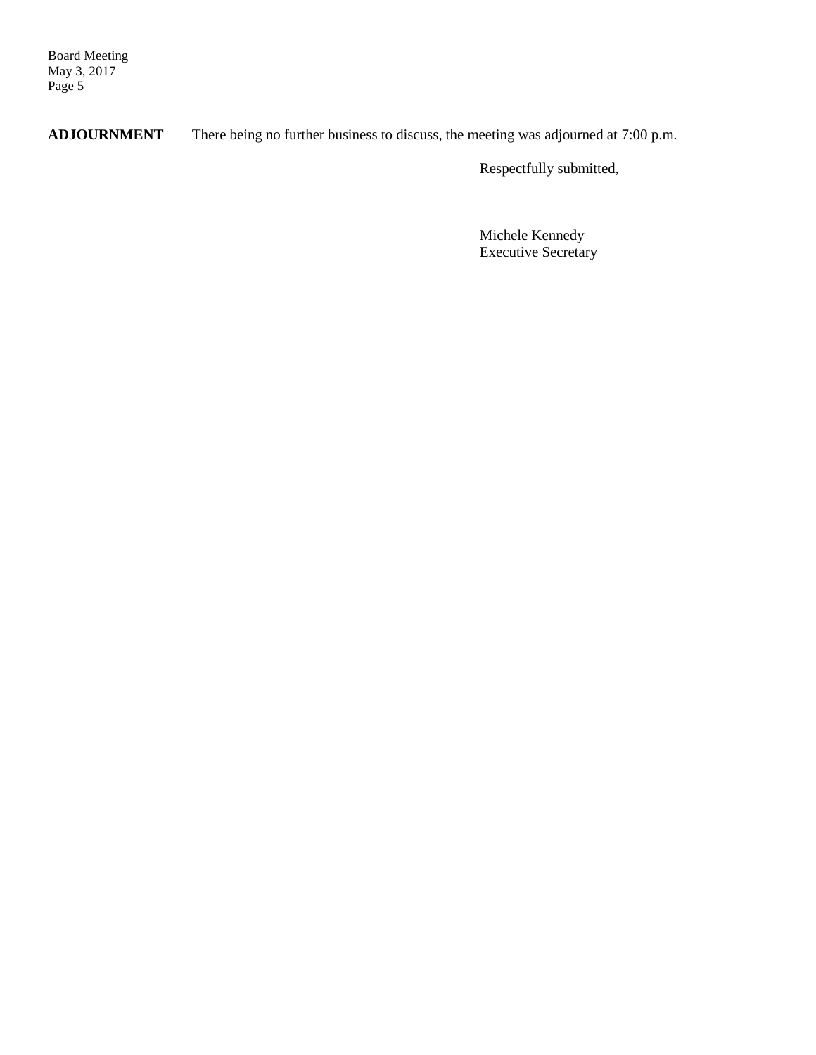**ADJOURNMENT** There being no further business to discuss, the meeting was adjourned at 7:00 p.m.

Respectfully submitted,

Michele Kennedy
Executive Secretary